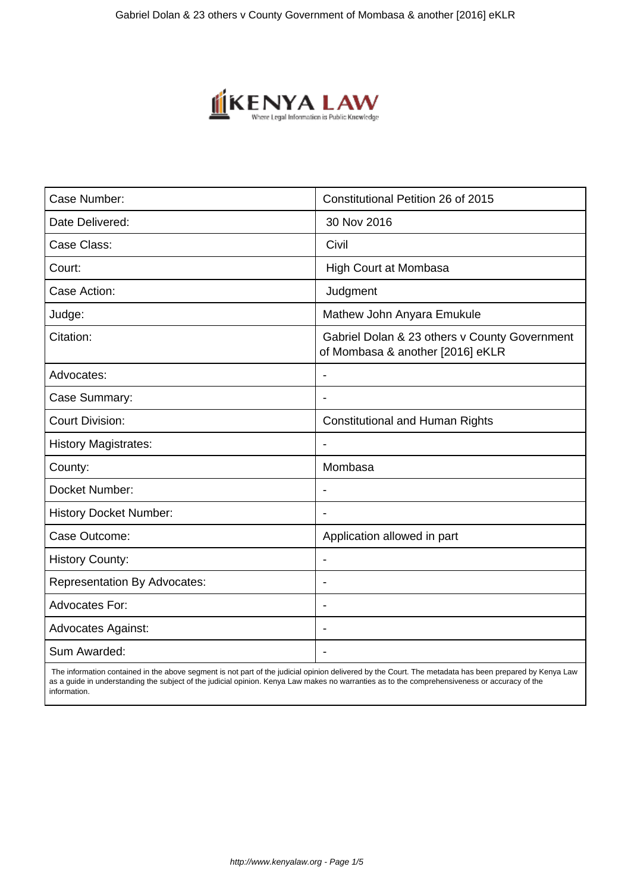| Case Number: | Constitutional Petition 26 of 2015 |
| --- | --- |
| Date Delivered: | 30 Nov 2016 |
| Case Class: | Civil |
| Court: | High Court at Mombasa |
| Case Action: | Judgment |
| Judge: | Mathew John Anyara Emukule |
| Citation: | Gabriel Dolan & 23 others v County Government of Mombasa & another [2016] eKLR |
| Advocates: | - |
| Case Summary: | - |
| Court Division: | Constitutional and Human Rights |
| History Magistrates: | - |
| County: | Mombasa |
| Docket Number: | - |
| History Docket Number: | - |
| Case Outcome: | Application allowed in part |
| History County: | - |
| Representation By Advocates: | - |
| Advocates For: | - |
| Advocates Against: | - |
| Sum Awarded: | - |

The information contained in the above segment is not part of the judicial opinion delivered by the Court. The metadata has been prepared by Kenya Law as a guide in understanding the subject of the judicial opinion. Kenya Law makes no warranties as to the comprehensiveness or accuracy of the information.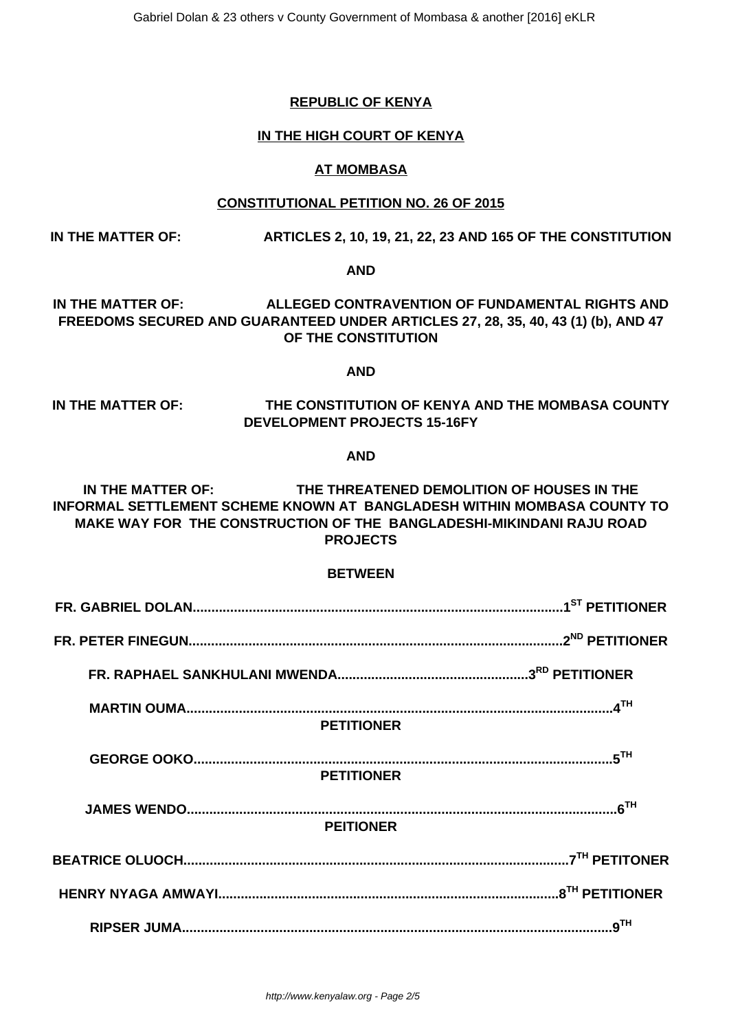**REPUBLIC OF KENYA**

**IN THE HIGH COURT OF KENYA**

**AT MOMBASA**

**CONSTITUTIONAL PETITION NO. 26 OF 2015**

**IN THE MATTER OF: ARTICLES 2, 10, 19, 21, 22, 23 AND 165 OF THE CONSTITUTION**

**AND**

**IN THE MATTER OF: ALLEGED CONTRAVENTION OF FUNDAMENTAL RIGHTS AND FREEDOMS SECURED AND GUARANTEED UNDER ARTICLES 27, 28, 35, 40, 43 (1) (b), AND 47 OF THE CONSTITUTION**

**AND**

**IN THE MATTER OF: THE CONSTITUTION OF KENYA AND THE MOMBASA COUNTY DEVELOPMENT PROJECTS 15-16FY**

**AND**

**IN THE MATTER OF: THE THREATENED DEMOLITION OF HOUSES IN THE INFORMAL SETTLEMENT SCHEME KNOWN AT BANGLADESH WITHIN MOMBASA COUNTY TO MAKE WAY FOR THE CONSTRUCTION OF THE BANGLADESHI-MIKINDANI RAJU ROAD PROJECTS**

**BETWEEN**

**FR. GABRIEL DOLAN.................................................................................................1ST PETITIONER**

**FR. PETER FINEGUN..................................................................................................2ND PETITIONER**

**FR. RAPHAEL SANKHULANI MWENDA..................................................3RD PETITIONER**

**MARTIN OUMA.................................................................................................................4TH PETITIONER**

**GEORGE OOKO..............................................................................................................5TH PETITIONER**

**JAMES WENDO..................................................................................................................6TH PEITIONER**

**BEATRICE OLUOCH.....................................................................................................7TH PETITONER**

**HENRY NYAGA AMWAYI.........................................................................................8TH PETITIONER**

**RIPSER JUMA..................................................................................................................9TH**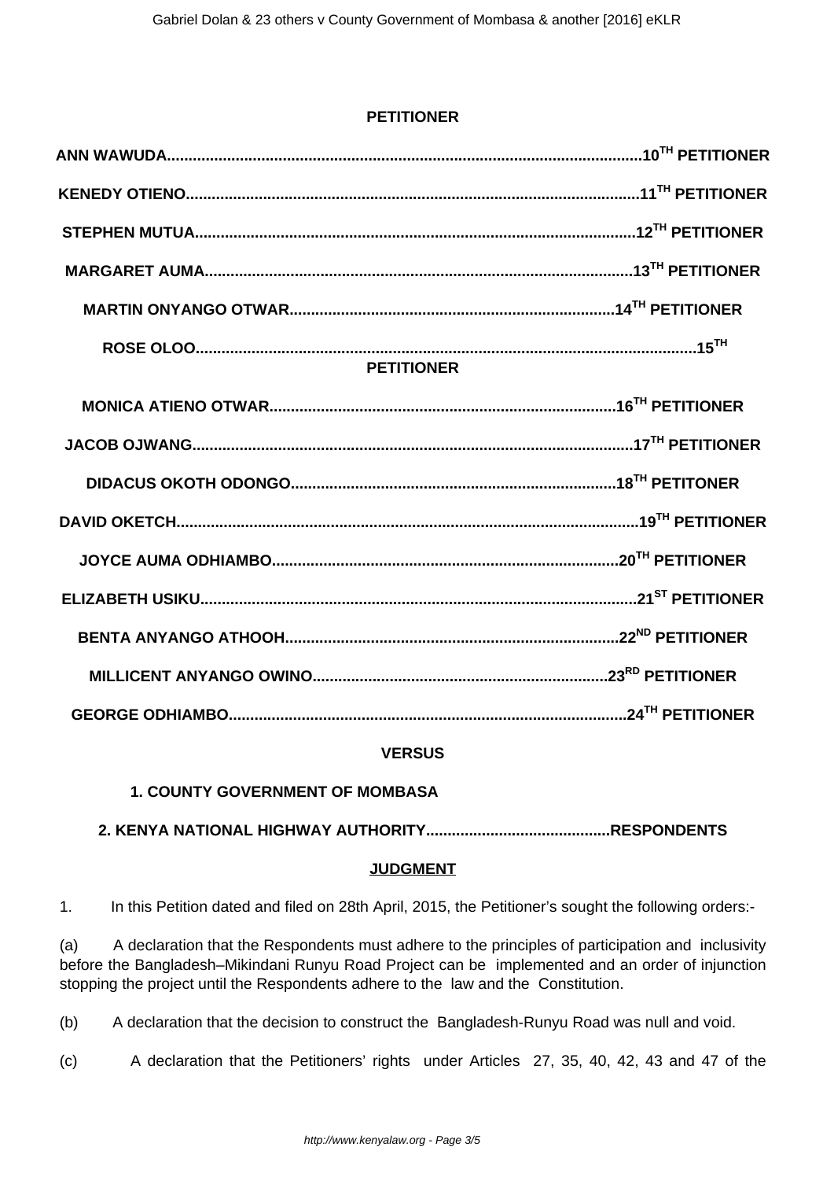**PETITIONER**

**ANN WAWUDA..............................................................................................................10TH PETITIONER**

**KENEDY OTIENO.........................................................................................................11TH PETITIONER**

**STEPHEN MUTUA.....................................................................................................12TH PETITIONER**

**MARGARET AUMA...................................................................................................13TH PETITIONER**

**MARTIN ONYANGO OTWAR...........................................................................14TH PETITIONER**

**ROSE OLOO...................................................................................................................15TH PETITIONER**

**MONICA ATIENO OTWAR................................................................................16TH PETITIONER**

**JACOB OJWANG......................................................................................................17TH PETITIONER**

**DIDACUS OKOTH ODONGO...........................................................................18TH PETITONER**

**DAVID OKETCH..........................................................................................................19TH PETITIONER**

**JOYCE AUMA ODHIAMBO................................................................................20TH PETITIONER**

**ELIZABETH USIKU....................................................................................................21ST PETITIONER**

**BENTA ANYANGO ATHOOH.............................................................................22ND PETITIONER**

**MILLICENT ANYANGO OWINO....................................................................23RD PETITIONER**

**GEORGE ODHIAMBO............................................................................................24TH PETITIONER**

**VERSUS**

**1. COUNTY GOVERNMENT OF MOMBASA**

**2. KENYA NATIONAL HIGHWAY AUTHORITY...........................................RESPONDENTS**

**JUDGMENT**

1. In this Petition dated and filed on 28th April, 2015, the Petitioner's sought the following orders:-

(a) A declaration that the Respondents must adhere to the principles of participation and inclusivity before the Bangladesh–Mikindani Runyu Road Project can be implemented and an order of injunction stopping the project until the Respondents adhere to the law and the Constitution.

(b) A declaration that the decision to construct the Bangladesh-Runyu Road was null and void.

(c) A declaration that the Petitioners' rights under Articles 27, 35, 40, 42, 43 and 47 of the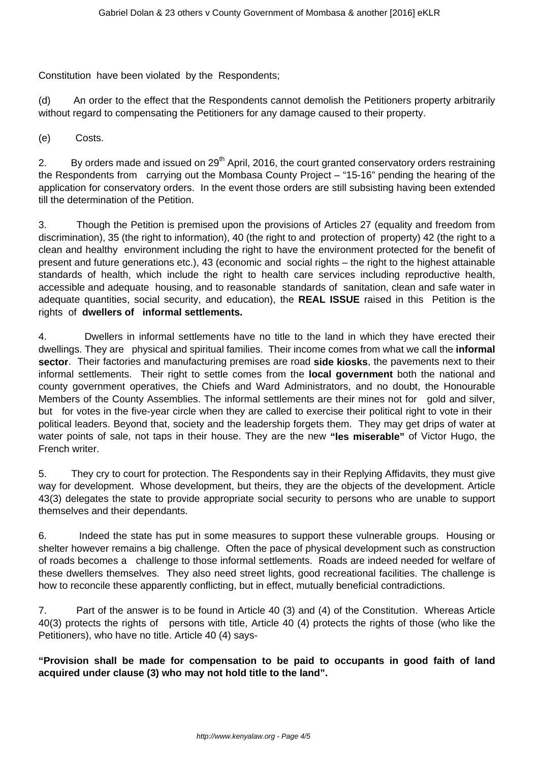Constitution have been violated by the Respondents;

(d) An order to the effect that the Respondents cannot demolish the Petitioners property arbitrarily without regard to compensating the Petitioners for any damage caused to their property.

(e) Costs.

2. By orders made and issued on 29th April, 2016, the court granted conservatory orders restraining the Respondents from carrying out the Mombasa County Project – "15-16" pending the hearing of the application for conservatory orders. In the event those orders are still subsisting having been extended till the determination of the Petition.

3. Though the Petition is premised upon the provisions of Articles 27 (equality and freedom from discrimination), 35 (the right to information), 40 (the right to and protection of property) 42 (the right to a clean and healthy environment including the right to have the environment protected for the benefit of present and future generations etc.), 43 (economic and social rights – the right to the highest attainable standards of health, which include the right to health care services including reproductive health, accessible and adequate housing, and to reasonable standards of sanitation, clean and safe water in adequate quantities, social security, and education), the **REAL ISSUE** raised in this Petition is the rights of **dwellers of informal settlements.**

4. Dwellers in informal settlements have no title to the land in which they have erected their dwellings. They are physical and spiritual families. Their income comes from what we call the **informal sector**. Their factories and manufacturing premises are road **side kiosks**, the pavements next to their informal settlements. Their right to settle comes from the **local government** both the national and county government operatives, the Chiefs and Ward Administrators, and no doubt, the Honourable Members of the County Assemblies. The informal settlements are their mines not for gold and silver, but for votes in the five-year circle when they are called to exercise their political right to vote in their political leaders. Beyond that, society and the leadership forgets them. They may get drips of water at water points of sale, not taps in their house. They are the new **"les miserable"** of Victor Hugo, the French writer.

5. They cry to court for protection. The Respondents say in their Replying Affidavits, they must give way for development. Whose development, but theirs, they are the objects of the development. Article 43(3) delegates the state to provide appropriate social security to persons who are unable to support themselves and their dependants.

6. Indeed the state has put in some measures to support these vulnerable groups. Housing or shelter however remains a big challenge. Often the pace of physical development such as construction of roads becomes a challenge to those informal settlements. Roads are indeed needed for welfare of these dwellers themselves. They also need street lights, good recreational facilities. The challenge is how to reconcile these apparently conflicting, but in effect, mutually beneficial contradictions.

7. Part of the answer is to be found in Article 40 (3) and (4) of the Constitution. Whereas Article 40(3) protects the rights of persons with title, Article 40 (4) protects the rights of those (who like the Petitioners), who have no title. Article 40 (4) says-

**"Provision shall be made for compensation to be paid to occupants in good faith of land acquired under clause (3) who may not hold title to the land".**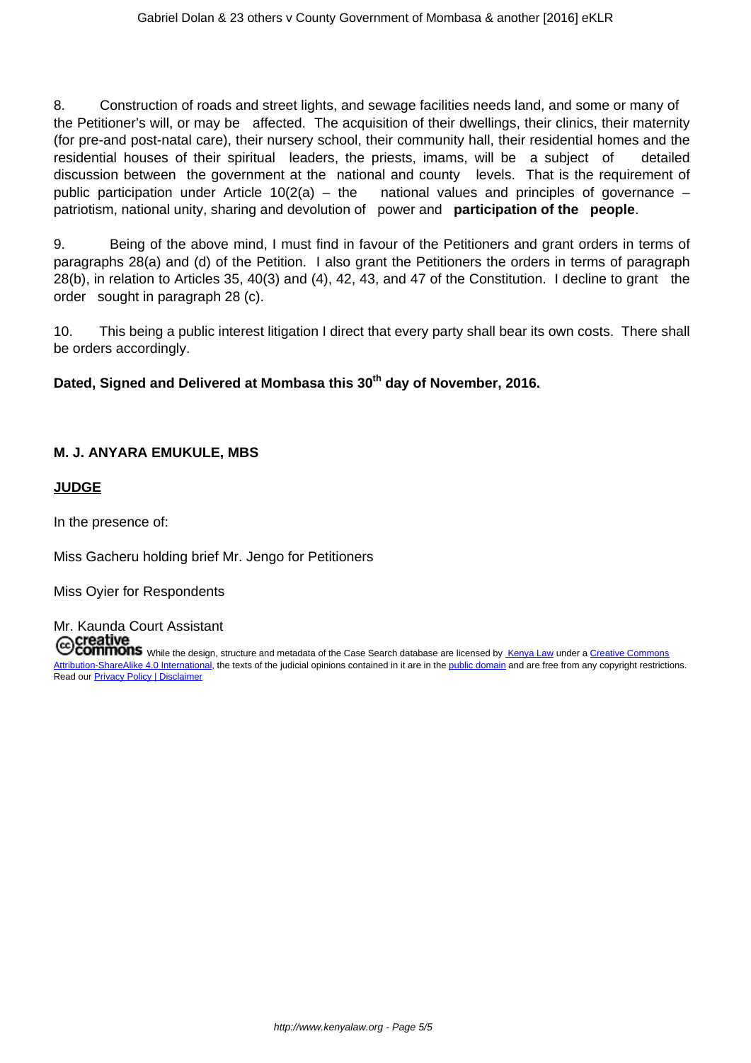8. Construction of roads and street lights, and sewage facilities needs land, and some or many of the Petitioner's will, or may be affected. The acquisition of their dwellings, their clinics, their maternity (for pre-and post-natal care), their nursery school, their community hall, their residential homes and the residential houses of their spiritual leaders, the priests, imams, will be a subject of detailed discussion between the government at the national and county levels. That is the requirement of public participation under Article 10(2(a) – the national values and principles of governance – patriotism, national unity, sharing and devolution of power and **participation of the people**.

9. Being of the above mind, I must find in favour of the Petitioners and grant orders in terms of paragraphs 28(a) and (d) of the Petition. I also grant the Petitioners the orders in terms of paragraph 28(b), in relation to Articles 35, 40(3) and (4), 42, 43, and 47 of the Constitution. I decline to grant the order sought in paragraph 28 (c).

10. This being a public interest litigation I direct that every party shall bear its own costs. There shall be orders accordingly.

**Dated, Signed and Delivered at Mombasa this 30th day of November, 2016.**

**M. J. ANYARA EMUKULE, MBS**

**JUDGE**

In the presence of:

Miss Gacheru holding brief Mr. Jengo for Petitioners

Miss Oyier for Respondents

Mr. Kaunda Court Assistant

While the design, structure and metadata of the Case Search database are licensed by Kenya Law under a Creative Commons Attribution-ShareAlike 4.0 International, the texts of the judicial opinions contained in it are in the public domain and are free from any copyright restrictions. Read our Privacy Policy | Disclaimer